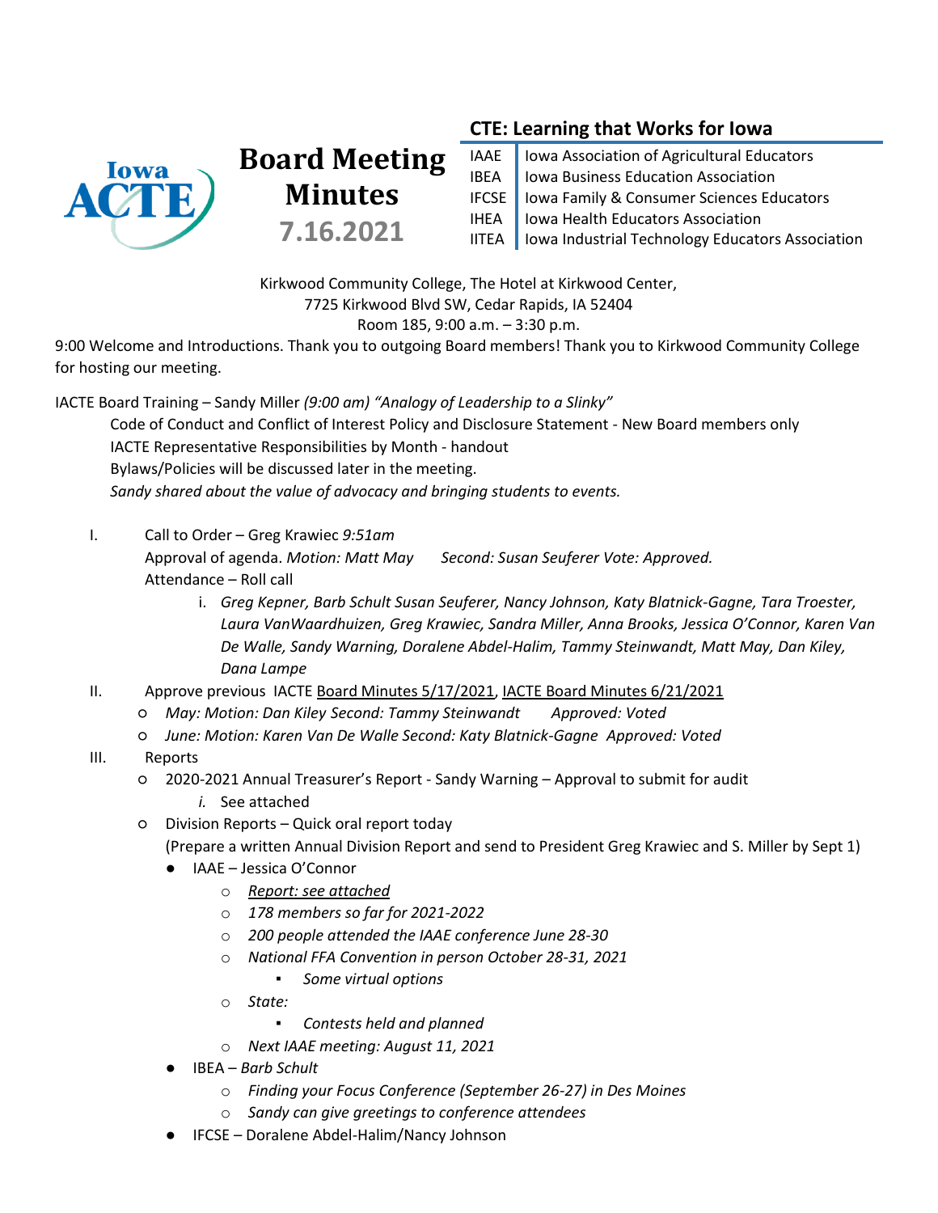# Board Meeting Minutes

**7.16.2021**

## CTE: Learning that Works for Iowa

| | |
|---|---|
| IAAE | Iowa Association of Agricultural Educators |
| IBEA | Iowa Business Education Association |
| IFCSE | Iowa Family & Consumer Sciences Educators |
| IHEA | Iowa Health Educators Association |
| IITEA | Iowa Industrial Technology Educators Association |

Kirkwood Community College, The Hotel at Kirkwood Center,
7725 Kirkwood Blvd SW, Cedar Rapids, IA 52404
Room 185, 9:00 a.m. – 3:30 p.m.

9:00 Welcome and Introductions. Thank you to outgoing Board members! Thank you to Kirkwood Community College for hosting our meeting.

IACTE Board Training – Sandy Miller *(9:00 am) "Analogy of Leadership to a Slinky"*

- Code of Conduct and Conflict of Interest Policy and Disclosure Statement - New Board members only
- IACTE Representative Responsibilities by Month - handout
- Bylaws/Policies will be discussed later in the meeting.
- *Sandy shared about the value of advocacy and bringing students to events.*

I. Call to Order – Greg Krawiec *9:51am*
   Approval of agenda. *Motion: Matt May Second: Susan Seuferer Vote: Approved.*
   Attendance – Roll call
   i. *Greg Kepner, Barb Schult Susan Seuferer, Nancy Johnson, Katy Blatnick-Gagne, Tara Troester, Laura VanWaardhuizen, Greg Krawiec, Sandra Miller, Anna Brooks, Jessica O'Connor, Karen Van De Walle, Sandy Warning, Doralene Abdel-Halim, Tammy Steinwandt, Matt May, Dan Kiley, Dana Lampe*

II. Approve previous IACTE Board Minutes 5/17/2021, IACTE Board Minutes 6/21/2021
   - *May: Motion: Dan Kiley Second: Tammy Steinwandt Approved: Voted*
   - *June: Motion: Karen Van De Walle Second: Katy Blatnick-Gagne Approved: Voted*

III. Reports
   - 2020-2021 Annual Treasurer's Report - Sandy Warning – Approval to submit for audit
     i. See attached
   - Division Reports – Quick oral report today
     (Prepare a written Annual Division Report and send to President Greg Krawiec and S. Miller by Sept 1)
     - IAAE – Jessica O'Connor
       - *Report: see attached*
       - *178 members so far for 2021-2022*
       - *200 people attended the IAAE conference June 28-30*
       - *National FFA Convention in person October 28-31, 2021*
         - *Some virtual options*
       - *State:*
         - *Contests held and planned*
       - *Next IAAE meeting: August 11, 2021*
     - IBEA – *Barb Schult*
       - *Finding your Focus Conference (September 26-27) in Des Moines*
       - *Sandy can give greetings to conference attendees*
     - IFCSE – Doralene Abdel-Halim/Nancy Johnson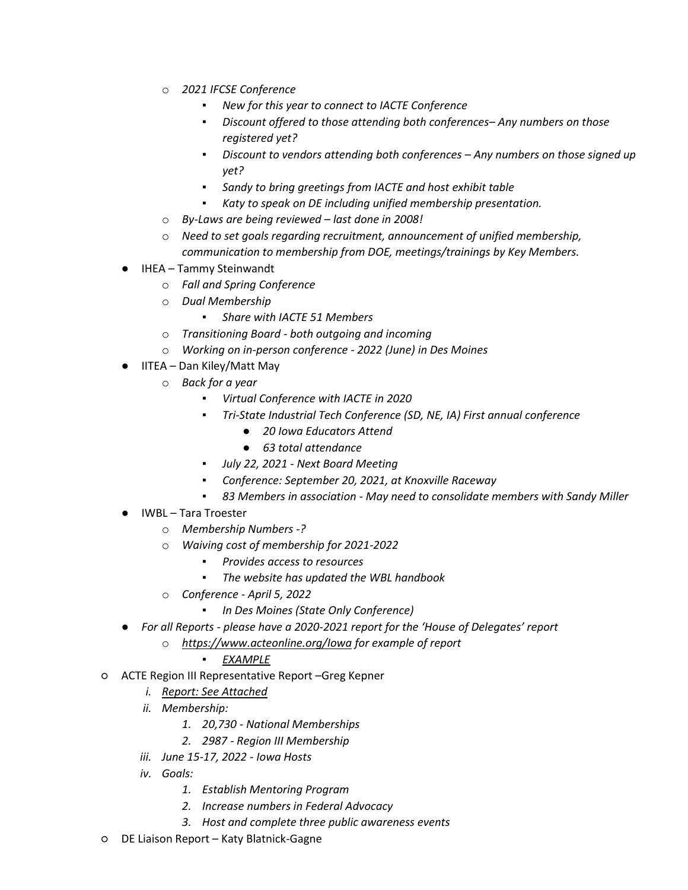- *2021 IFCSE Conference*
  - *New for this year to connect to IACTE Conference*
  - *Discount offered to those attending both conferences– Any numbers on those registered yet?*
  - *Discount to vendors attending both conferences – Any numbers on those signed up yet?*
  - *Sandy to bring greetings from IACTE and host exhibit table*
  - *Katy to speak on DE including unified membership presentation.*
- *By-Laws are being reviewed – last done in 2008!*
- *Need to set goals regarding recruitment, announcement of unified membership, communication to membership from DOE, meetings/trainings by Key Members.*

- IHEA – Tammy Steinwandt
  - *Fall and Spring Conference*
  - *Dual Membership*
    - *Share with IACTE 51 Members*
  - *Transitioning Board - both outgoing and incoming*
  - *Working on in-person conference - 2022 (June) in Des Moines*
- IITEA – Dan Kiley/Matt May
  - *Back for a year*
    - *Virtual Conference with IACTE in 2020*
    - *Tri-State Industrial Tech Conference (SD, NE, IA) First annual conference*
      - *20 Iowa Educators Attend*
      - *63 total attendance*
    - *July 22, 2021 - Next Board Meeting*
    - *Conference: September 20, 2021, at Knoxville Raceway*
    - *83 Members in association - May need to consolidate members with Sandy Miller*
- IWBL – Tara Troester
  - *Membership Numbers -?*
  - *Waiving cost of membership for 2021-2022*
    - *Provides access to resources*
    - *The website has updated the WBL handbook*
  - *Conference - April 5, 2022*
    - *In Des Moines (State Only Conference)*
- *For all Reports - please have a 2020-2021 report for the 'House of Delegates' report*
  - *https://www.acteonline.org/Iowa for example of report*
    - *EXAMPLE*

- ACTE Region III Representative Report –Greg Kepner
  - i. *Report: See Attached*
  - ii. *Membership:*
    1. *20,730 - National Memberships*
    2. *2987 - Region III Membership*
  - iii. *June 15-17, 2022 - Iowa Hosts*
  - iv. *Goals:*
    1. *Establish Mentoring Program*
    2. *Increase numbers in Federal Advocacy*
    3. *Host and complete three public awareness events*
- DE Liaison Report – Katy Blatnick-Gagne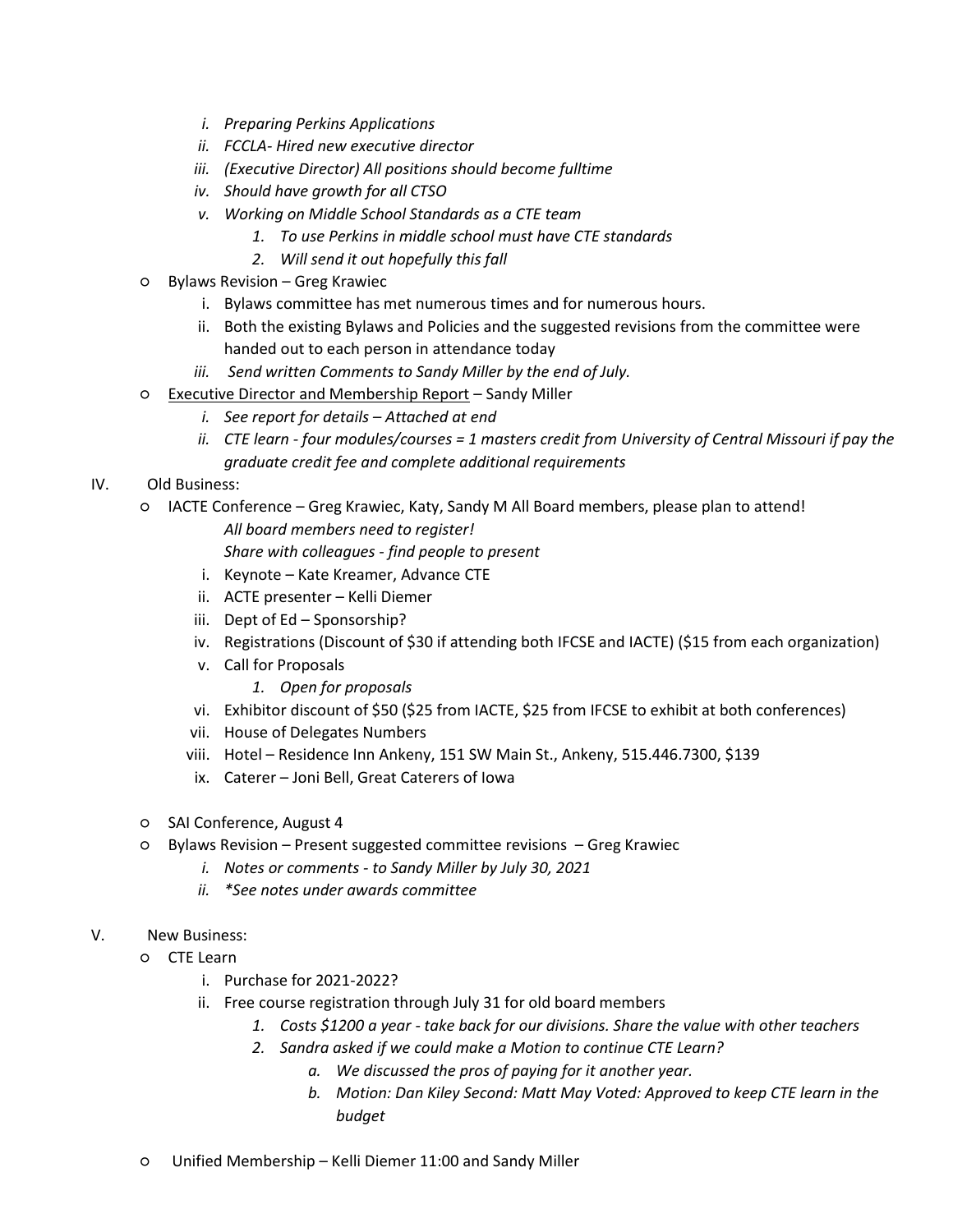- *i. Preparing Perkins Applications*
  - *ii. FCCLA- Hired new executive director*
  - *iii. (Executive Director) All positions should become fulltime*
  - *iv. Should have growth for all CTSO*
  - *v. Working on Middle School Standards as a CTE team*
    - *1. To use Perkins in middle school must have CTE standards*
    - *2. Will send it out hopefully this fall*
- Bylaws Revision – Greg Krawiec
  - i. Bylaws committee has met numerous times and for numerous hours.
  - ii. Both the existing Bylaws and Policies and the suggested revisions from the committee were handed out to each person in attendance today
  - *iii. Send written Comments to Sandy Miller by the end of July.*
- <u>Executive Director and Membership Report</u> – Sandy Miller
  - *i. See report for details – Attached at end*
  - *ii. CTE learn - four modules/courses = 1 masters credit from University of Central Missouri if pay the graduate credit fee and complete additional requirements*

IV. Old Business:

- IACTE Conference – Greg Krawiec, Katy, Sandy M All Board members, please plan to attend!
  *All board members need to register!*
  *Share with colleagues - find people to present*
  - i. Keynote – Kate Kreamer, Advance CTE
  - ii. ACTE presenter – Kelli Diemer
  - iii. Dept of Ed – Sponsorship?
  - iv. Registrations (Discount of $30 if attending both IFCSE and IACTE) ($15 from each organization)
  - v. Call for Proposals
    - *1. Open for proposals*
  - vi. Exhibitor discount of $50 ($25 from IACTE, $25 from IFCSE to exhibit at both conferences)
  - vii. House of Delegates Numbers
  - viii. Hotel – Residence Inn Ankeny, 151 SW Main St., Ankeny, 515.446.7300, $139
  - ix. Caterer – Joni Bell, Great Caterers of Iowa
- SAI Conference, August 4
- Bylaws Revision – Present suggested committee revisions – Greg Krawiec
  - *i. Notes or comments - to Sandy Miller by July 30, 2021*
  - *ii. *See notes under awards committee*

V. New Business:

- CTE Learn
  - i. Purchase for 2021-2022?
  - ii. Free course registration through July 31 for old board members
    - *1. Costs $1200 a year - take back for our divisions. Share the value with other teachers*
    - *2. Sandra asked if we could make a Motion to continue CTE Learn?*
      - *a. We discussed the pros of paying for it another year.*
      - *b. Motion: Dan Kiley Second: Matt May Voted: Approved to keep CTE learn in the budget*
- Unified Membership – Kelli Diemer 11:00 and Sandy Miller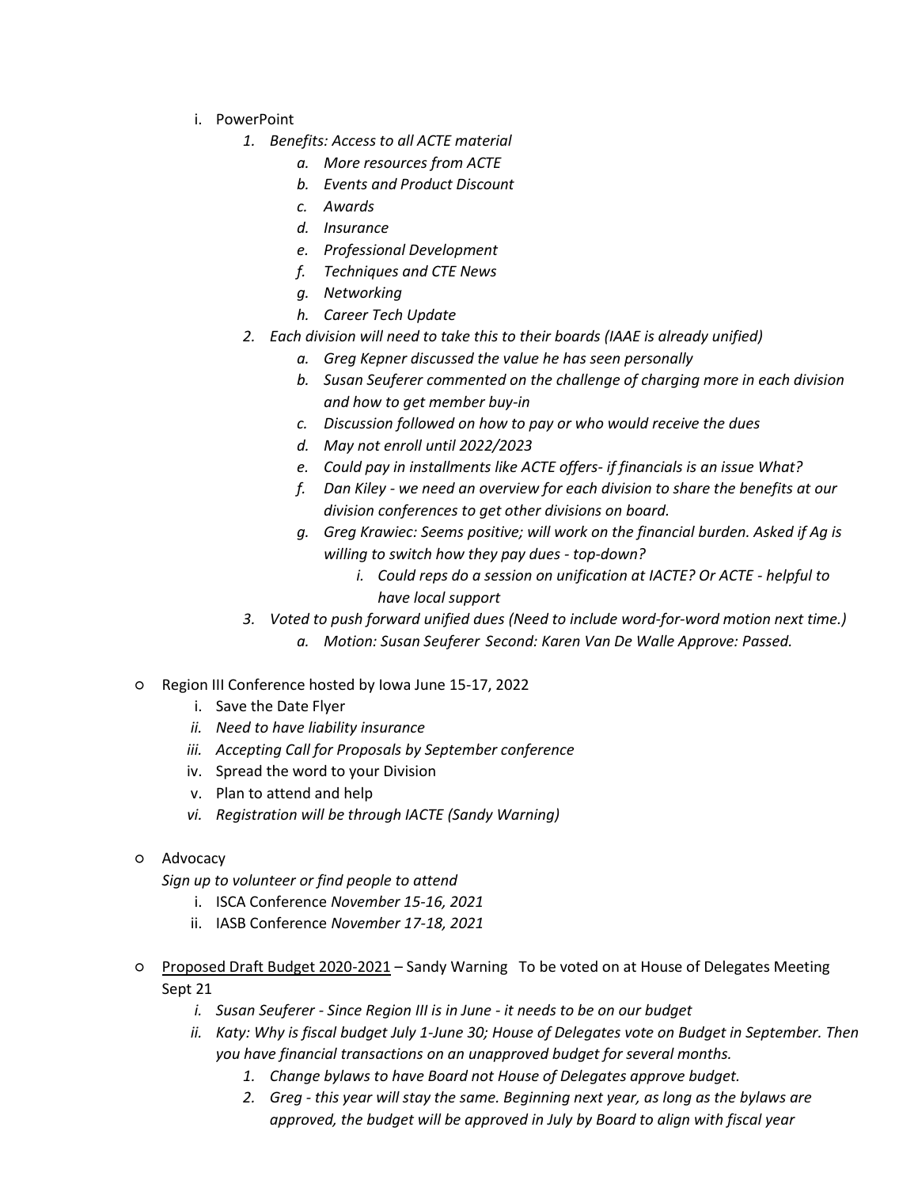i. PowerPoint
      1. *Benefits: Access to all ACTE material*
         a. *More resources from ACTE*
         b. *Events and Product Discount*
         c. *Awards*
         d. *Insurance*
         e. *Professional Development*
         f. *Techniques and CTE News*
         g. *Networking*
         h. *Career Tech Update*
      2. *Each division will need to take this to their boards (IAAE is already unified)*
         a. *Greg Kepner discussed the value he has seen personally*
         b. *Susan Seuferer commented on the challenge of charging more in each division and how to get member buy-in*
         c. *Discussion followed on how to pay or who would receive the dues*
         d. *May not enroll until 2022/2023*
         e. *Could pay in installments like ACTE offers- if financials is an issue What?*
         f. *Dan Kiley - we need an overview for each division to share the benefits at our division conferences to get other divisions on board.*
         g. *Greg Krawiec: Seems positive; will work on the financial burden. Asked if Ag is willing to switch how they pay dues - top-down?*
            i. *Could reps do a session on unification at IACTE? Or ACTE - helpful to have local support*
      3. *Voted to push forward unified dues (Need to include word-for-word motion next time.)*
         a. *Motion: Susan Seuferer Second: Karen Van De Walle Approve: Passed.*

- Region III Conference hosted by Iowa June 15-17, 2022
   i. Save the Date Flyer
   ii. *Need to have liability insurance*
   iii. *Accepting Call for Proposals by September conference*
   iv. Spread the word to your Division
   v. Plan to attend and help
   vi. *Registration will be through IACTE (Sandy Warning)*

- Advocacy
  *Sign up to volunteer or find people to attend*
   i. ISCA Conference *November 15-16, 2021*
   ii. IASB Conference *November 17-18, 2021*

- Proposed Draft Budget 2020-2021 – Sandy Warning To be voted on at House of Delegates Meeting Sept 21
   i. *Susan Seuferer - Since Region III is in June - it needs to be on our budget*
   ii. *Katy: Why is fiscal budget July 1-June 30; House of Delegates vote on Budget in September. Then you have financial transactions on an unapproved budget for several months.*
      1. *Change bylaws to have Board not House of Delegates approve budget.*
      2. *Greg - this year will stay the same. Beginning next year, as long as the bylaws are approved, the budget will be approved in July by Board to align with fiscal year*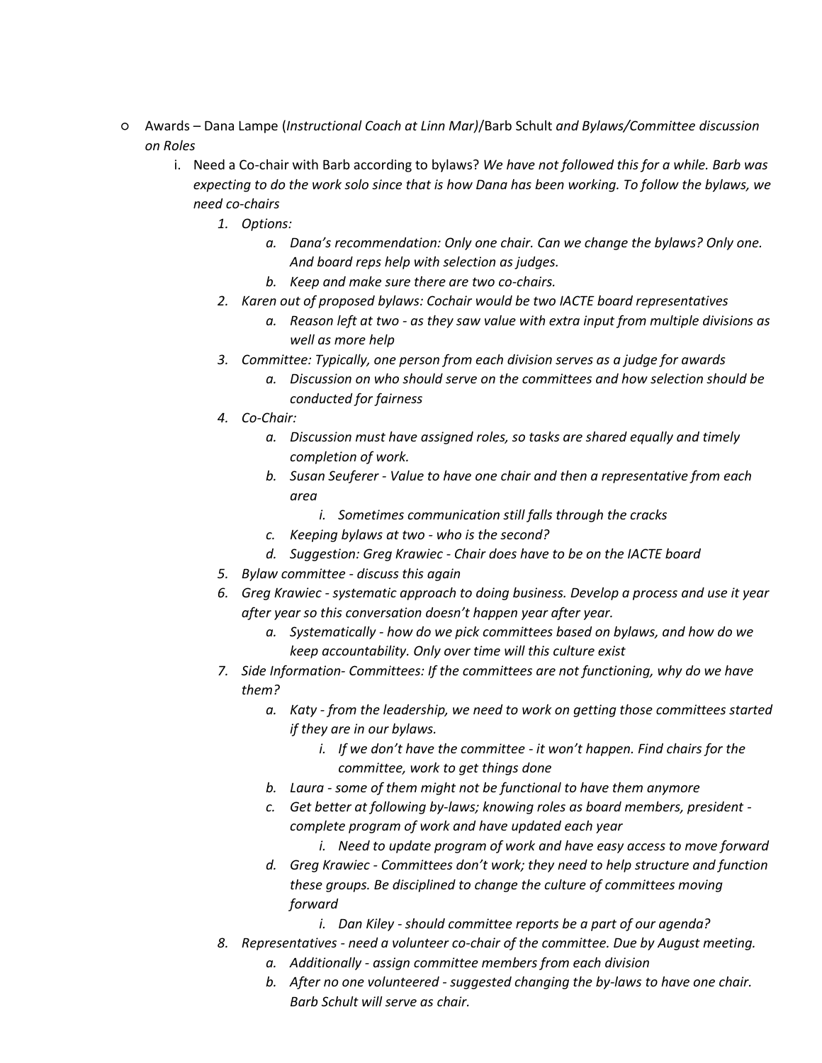- Awards – Dana Lampe (*Instructional Coach at Linn Mar)*/Barb Schult *and Bylaws/Committee discussion on Roles*
    - i. Need a Co-chair with Barb according to bylaws? *We have not followed this for a while. Barb was expecting to do the work solo since that is how Dana has been working. To follow the bylaws, we need co-chairs*
        1. *Options:*
            a. *Dana's recommendation: Only one chair. Can we change the bylaws? Only one. And board reps help with selection as judges.*
            b. *Keep and make sure there are two co-chairs.*
        2. *Karen out of proposed bylaws: Cochair would be two IACTE board representatives*
            a. *Reason left at two - as they saw value with extra input from multiple divisions as well as more help*
        3. *Committee: Typically, one person from each division serves as a judge for awards*
            a. *Discussion on who should serve on the committees and how selection should be conducted for fairness*
        4. *Co-Chair:*
            a. *Discussion must have assigned roles, so tasks are shared equally and timely completion of work.*
            b. *Susan Seuferer - Value to have one chair and then a representative from each area*
                i. *Sometimes communication still falls through the cracks*
            c. *Keeping bylaws at two - who is the second?*
            d. *Suggestion: Greg Krawiec - Chair does have to be on the IACTE board*
        5. *Bylaw committee - discuss this again*
        6. *Greg Krawiec - systematic approach to doing business. Develop a process and use it year after year so this conversation doesn't happen year after year.*
            a. *Systematically - how do we pick committees based on bylaws, and how do we keep accountability. Only over time will this culture exist*
        7. *Side Information- Committees: If the committees are not functioning, why do we have them?*
            a. *Katy - from the leadership, we need to work on getting those committees started if they are in our bylaws.*
                i. *If we don't have the committee - it won't happen. Find chairs for the committee, work to get things done*
            b. *Laura - some of them might not be functional to have them anymore*
            c. *Get better at following by-laws; knowing roles as board members, president - complete program of work and have updated each year*
                i. *Need to update program of work and have easy access to move forward*
            d. *Greg Krawiec - Committees don't work; they need to help structure and function these groups. Be disciplined to change the culture of committees moving forward*
                i. *Dan Kiley - should committee reports be a part of our agenda?*
        8. *Representatives - need a volunteer co-chair of the committee. Due by August meeting.*
            a. *Additionally - assign committee members from each division*
            b. *After no one volunteered - suggested changing the by-laws to have one chair. Barb Schult will serve as chair.*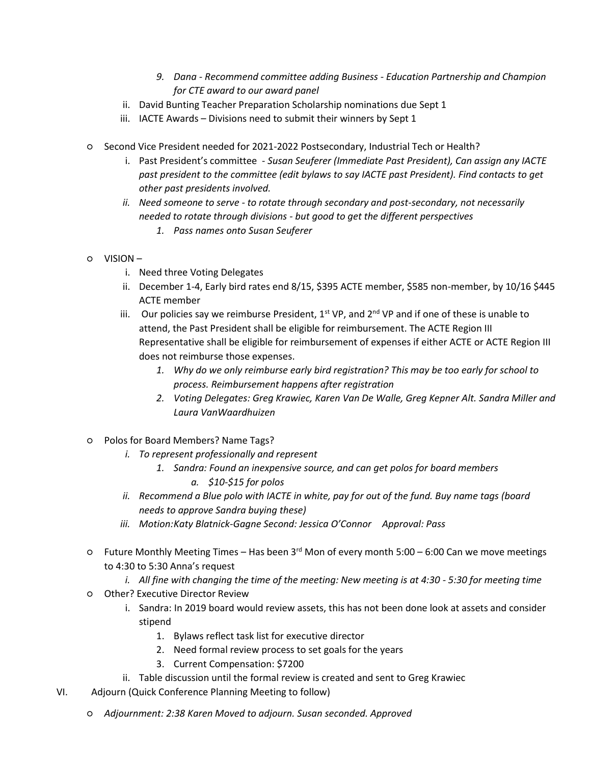- 9. *Dana - Recommend committee adding Business - Education Partnership and Champion for CTE award to our award panel*
  - ii. David Bunting Teacher Preparation Scholarship nominations due Sept 1
  - iii. IACTE Awards – Divisions need to submit their winners by Sept 1

- Second Vice President needed for 2021-2022 Postsecondary, Industrial Tech or Health?
  - i. Past President's committee - *Susan Seuferer (Immediate Past President), Can assign any IACTE past president to the committee (edit bylaws to say IACTE past President). Find contacts to get other past presidents involved.*
  - ii. *Need someone to serve - to rotate through secondary and post-secondary, not necessarily needed to rotate through divisions - but good to get the different perspectives*
    - 1. *Pass names onto Susan Seuferer*

- VISION –
  - i. Need three Voting Delegates
  - ii. December 1-4, Early bird rates end 8/15, $395 ACTE member, $585 non-member, by 10/16 $445 ACTE member
  - iii. Our policies say we reimburse President, 1st VP, and 2nd VP and if one of these is unable to attend, the Past President shall be eligible for reimbursement. The ACTE Region III Representative shall be eligible for reimbursement of expenses if either ACTE or ACTE Region III does not reimburse those expenses.
    - 1. *Why do we only reimburse early bird registration? This may be too early for school to process. Reimbursement happens after registration*
    - 2. *Voting Delegates: Greg Krawiec, Karen Van De Walle, Greg Kepner Alt. Sandra Miller and Laura VanWaardhuizen*

- Polos for Board Members? Name Tags?
  - i. *To represent professionally and represent*
    - 1. *Sandra: Found an inexpensive source, and can get polos for board members*
      - a. *$10-$15 for polos*
  - ii. *Recommend a Blue polo with IACTE in white, pay for out of the fund. Buy name tags (board needs to approve Sandra buying these)*
  - iii. *Motion:Katy Blatnick-Gagne Second: Jessica O'Connor Approval: Pass*

- Future Monthly Meeting Times – Has been 3rd Mon of every month 5:00 – 6:00 Can we move meetings to 4:30 to 5:30 Anna's request
  - i. *All fine with changing the time of the meeting: New meeting is at 4:30 - 5:30 for meeting time*
- Other? Executive Director Review
  - i. Sandra: In 2019 board would review assets, this has not been done look at assets and consider stipend
    - 1. Bylaws reflect task list for executive director
    - 2. Need formal review process to set goals for the years
    - 3. Current Compensation: $7200
  - ii. Table discussion until the formal review is created and sent to Greg Krawiec

VI. Adjourn (Quick Conference Planning Meeting to follow)

- *Adjournment: 2:38 Karen Moved to adjourn. Susan seconded. Approved*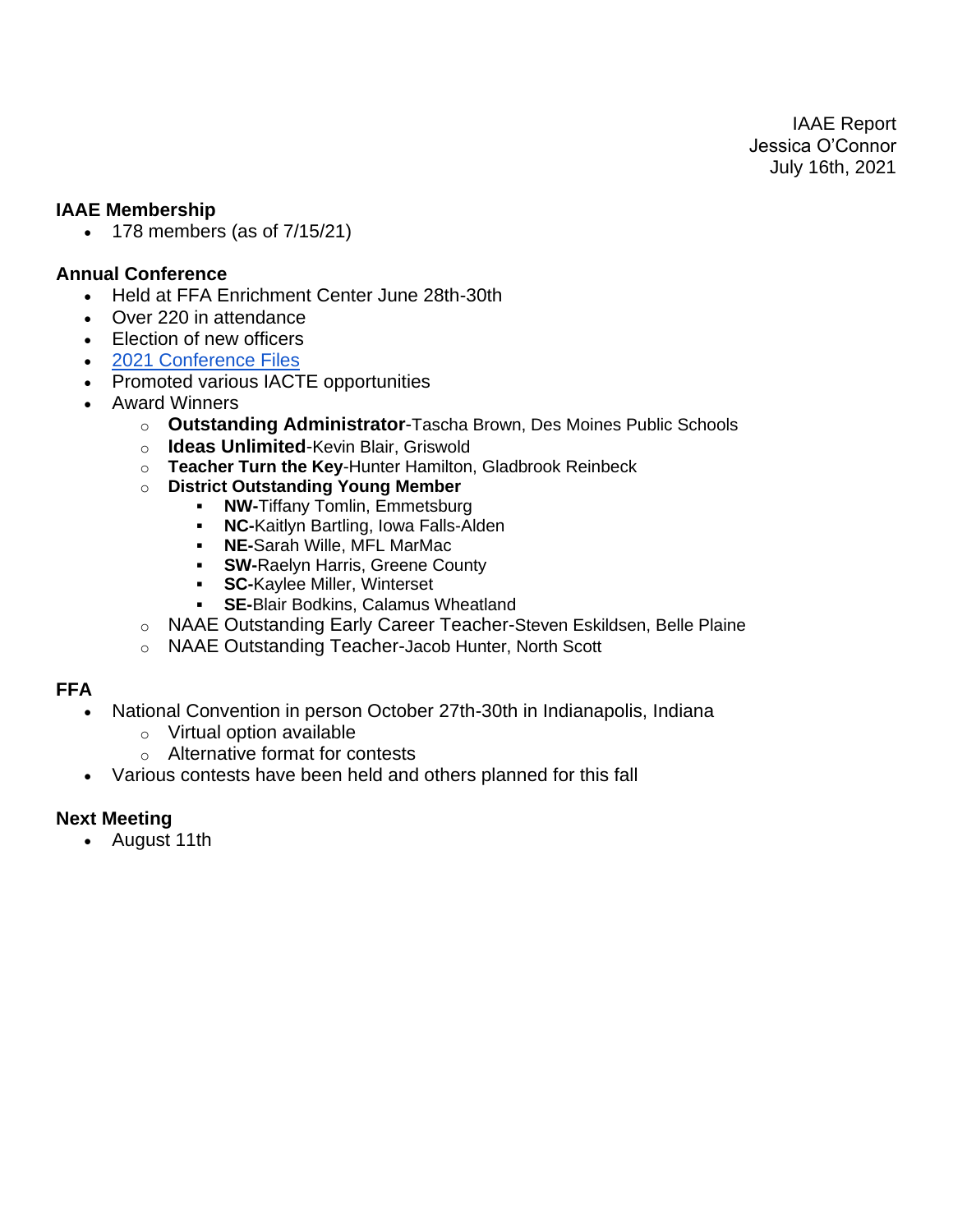IAAE Report
Jessica O'Connor
July 16th, 2021

## IAAE Membership

- 178 members (as of 7/15/21)

## Annual Conference

- Held at FFA Enrichment Center June 28th-30th
- Over 220 in attendance
- Election of new officers
- 2021 Conference Files
- Promoted various IACTE opportunities
- Award Winners
    - **Outstanding Administrator**-Tascha Brown, Des Moines Public Schools
    - **Ideas Unlimited**-Kevin Blair, Griswold
    - **Teacher Turn the Key**-Hunter Hamilton, Gladbrook Reinbeck
    - **District Outstanding Young Member**
        - **NW-**Tiffany Tomlin, Emmetsburg
        - **NC-**Kaitlyn Bartling, Iowa Falls-Alden
        - **NE-**Sarah Wille, MFL MarMac
        - **SW-**Raelyn Harris, Greene County
        - **SC-**Kaylee Miller, Winterset
        - **SE-**Blair Bodkins, Calamus Wheatland
    - NAAE Outstanding Early Career Teacher-Steven Eskildsen, Belle Plaine
    - NAAE Outstanding Teacher-Jacob Hunter, North Scott

## FFA

- National Convention in person October 27th-30th in Indianapolis, Indiana
    - Virtual option available
    - Alternative format for contests
- Various contests have been held and others planned for this fall

## Next Meeting

- August 11th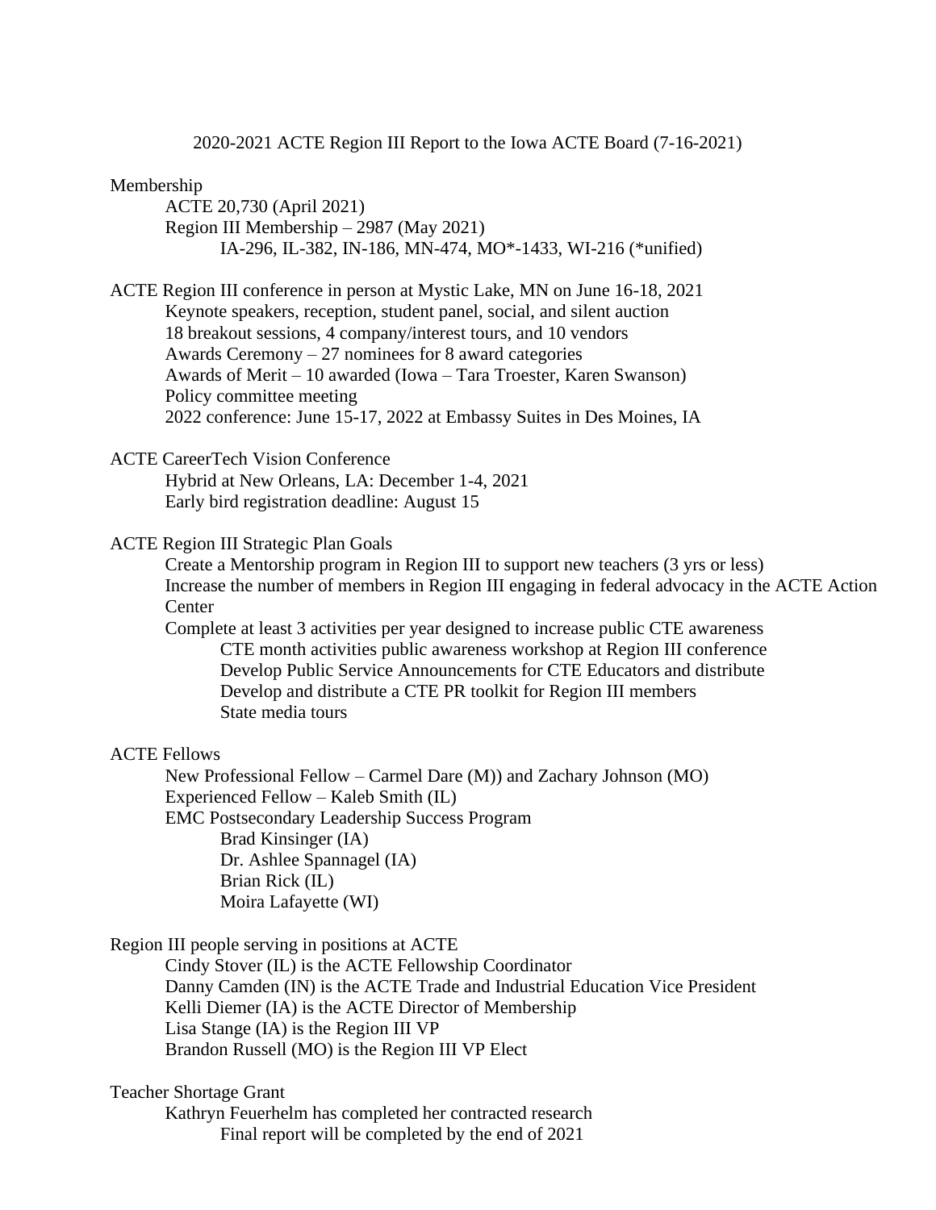2020-2021 ACTE Region III Report to the Iowa ACTE Board (7-16-2021)

Membership

- ACTE 20,730 (April 2021)
- Region III Membership – 2987 (May 2021)
  - IA-296, IL-382, IN-186, MN-474, MO*-1433, WI-216 (*unified)

ACTE Region III conference in person at Mystic Lake, MN on June 16-18, 2021

- Keynote speakers, reception, student panel, social, and silent auction
- 18 breakout sessions, 4 company/interest tours, and 10 vendors
- Awards Ceremony – 27 nominees for 8 award categories
- Awards of Merit – 10 awarded (Iowa – Tara Troester, Karen Swanson)
- Policy committee meeting
- 2022 conference: June 15-17, 2022 at Embassy Suites in Des Moines, IA

ACTE CareerTech Vision Conference

- Hybrid at New Orleans, LA: December 1-4, 2021
- Early bird registration deadline: August 15

ACTE Region III Strategic Plan Goals

- Create a Mentorship program in Region III to support new teachers (3 yrs or less)
- Increase the number of members in Region III engaging in federal advocacy in the ACTE Action Center
- Complete at least 3 activities per year designed to increase public CTE awareness
  - CTE month activities public awareness workshop at Region III conference
  - Develop Public Service Announcements for CTE Educators and distribute
  - Develop and distribute a CTE PR toolkit for Region III members
  - State media tours

ACTE Fellows

- New Professional Fellow – Carmel Dare (M)) and Zachary Johnson (MO)
- Experienced Fellow – Kaleb Smith (IL)
- EMC Postsecondary Leadership Success Program
  - Brad Kinsinger (IA)
  - Dr. Ashlee Spannagel (IA)
  - Brian Rick (IL)
  - Moira Lafayette (WI)

Region III people serving in positions at ACTE

- Cindy Stover (IL) is the ACTE Fellowship Coordinator
- Danny Camden (IN) is the ACTE Trade and Industrial Education Vice President
- Kelli Diemer (IA) is the ACTE Director of Membership
- Lisa Stange (IA) is the Region III VP
- Brandon Russell (MO) is the Region III VP Elect

Teacher Shortage Grant

- Kathryn Feuerhelm has completed her contracted research
  - Final report will be completed by the end of 2021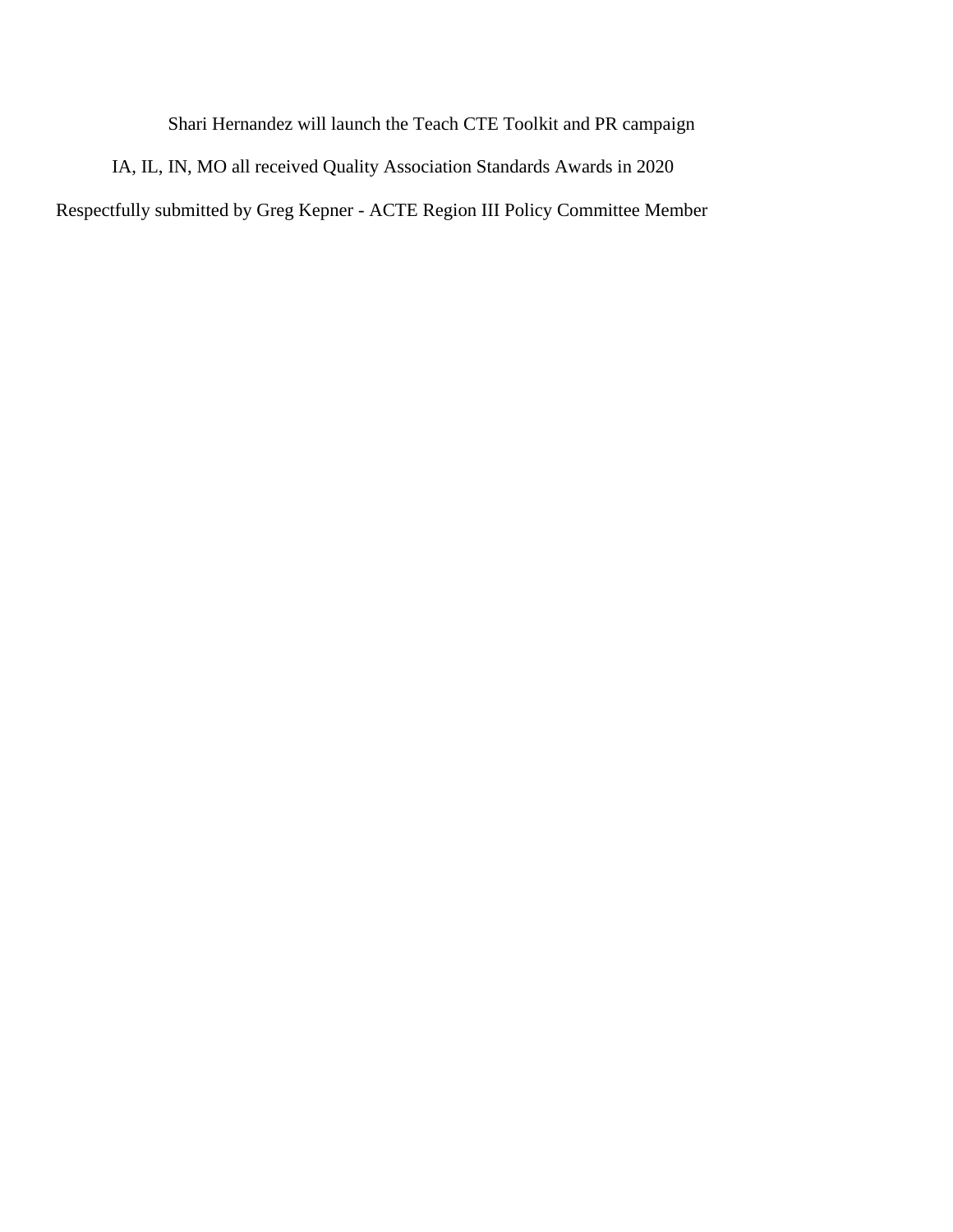Shari Hernandez will launch the Teach CTE Toolkit and PR campaign

IA, IL, IN, MO all received Quality Association Standards Awards in 2020

Respectfully submitted by Greg Kepner - ACTE Region III Policy Committee Member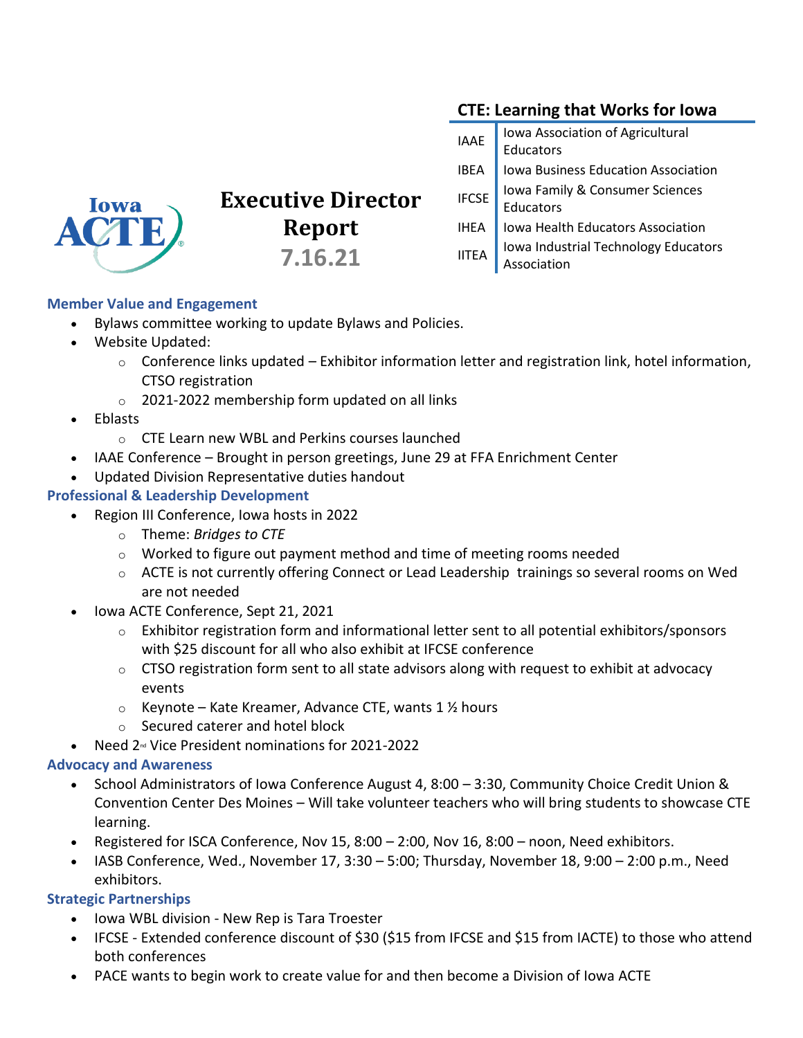## CTE: Learning that Works for Iowa

| | |
|---|---|
| IAAE | Iowa Association of Agricultural Educators |
| IBEA | Iowa Business Education Association |
| IFCSE | Iowa Family & Consumer Sciences Educators |
| IHEA | Iowa Health Educators Association |
| IITEA | Iowa Industrial Technology Educators Association |

Iowa ACTE

# Executive Director Report

## 7.16.21

### Member Value and Engagement

- Bylaws committee working to update Bylaws and Policies.
- Website Updated:
  - Conference links updated – Exhibitor information letter and registration link, hotel information, CTSO registration
  - 2021-2022 membership form updated on all links
- Eblasts
  - CTE Learn new WBL and Perkins courses launched
- IAAE Conference – Brought in person greetings, June 29 at FFA Enrichment Center
- Updated Division Representative duties handout

### Professional & Leadership Development

- Region III Conference, Iowa hosts in 2022
  - Theme: *Bridges to CTE*
  - Worked to figure out payment method and time of meeting rooms needed
  - ACTE is not currently offering Connect or Lead Leadership trainings so several rooms on Wed are not needed
- Iowa ACTE Conference, Sept 21, 2021
  - Exhibitor registration form and informational letter sent to all potential exhibitors/sponsors with $25 discount for all who also exhibit at IFCSE conference
  - CTSO registration form sent to all state advisors along with request to exhibit at advocacy events
  - Keynote – Kate Kreamer, Advance CTE, wants 1 ½ hours
  - Secured caterer and hotel block
- Need 2nd Vice President nominations for 2021-2022

### Advocacy and Awareness

- School Administrators of Iowa Conference August 4, 8:00 – 3:30, Community Choice Credit Union & Convention Center Des Moines – Will take volunteer teachers who will bring students to showcase CTE learning.
- Registered for ISCA Conference, Nov 15, 8:00 – 2:00, Nov 16, 8:00 – noon, Need exhibitors.
- IASB Conference, Wed., November 17, 3:30 – 5:00; Thursday, November 18, 9:00 – 2:00 p.m., Need exhibitors.

### Strategic Partnerships

- Iowa WBL division - New Rep is Tara Troester
- IFCSE - Extended conference discount of $30 ($15 from IFCSE and $15 from IACTE) to those who attend both conferences
- PACE wants to begin work to create value for and then become a Division of Iowa ACTE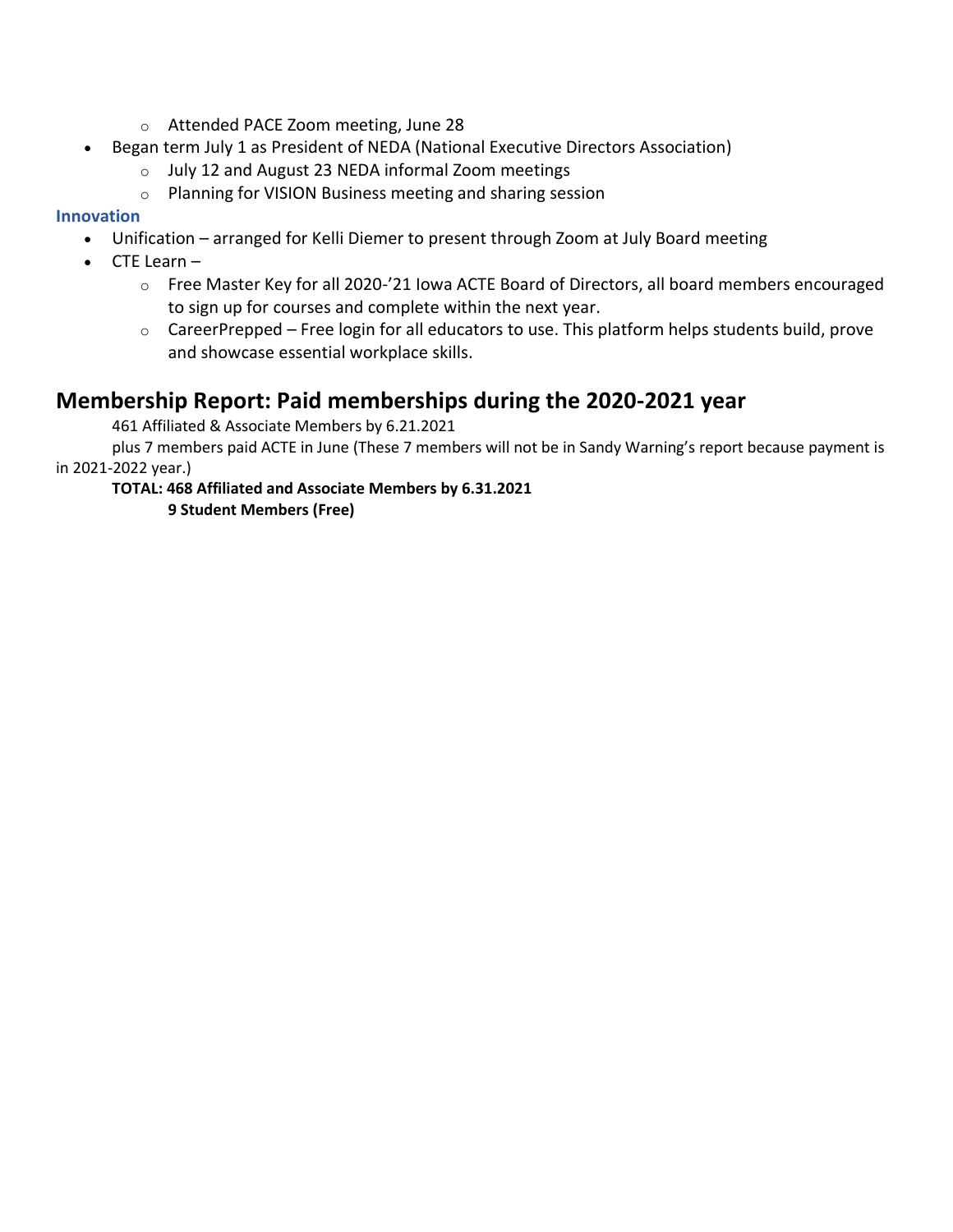- Attended PACE Zoom meeting, June 28
- Began term July 1 as President of NEDA (National Executive Directors Association)
    - July 12 and August 23 NEDA informal Zoom meetings
    - Planning for VISION Business meeting and sharing session

**Innovation**

- Unification – arranged for Kelli Diemer to present through Zoom at July Board meeting
- CTE Learn –
    - Free Master Key for all 2020-'21 Iowa ACTE Board of Directors, all board members encouraged to sign up for courses and complete within the next year.
    - CareerPrepped – Free login for all educators to use. This platform helps students build, prove and showcase essential workplace skills.

## Membership Report: Paid memberships during the 2020-2021 year

461 Affiliated & Associate Members by 6.21.2021

plus 7 members paid ACTE in June (These 7 members will not be in Sandy Warning's report because payment is in 2021-2022 year.)

**TOTAL: 468 Affiliated and Associate Members by 6.31.2021**

**9 Student Members (Free)**